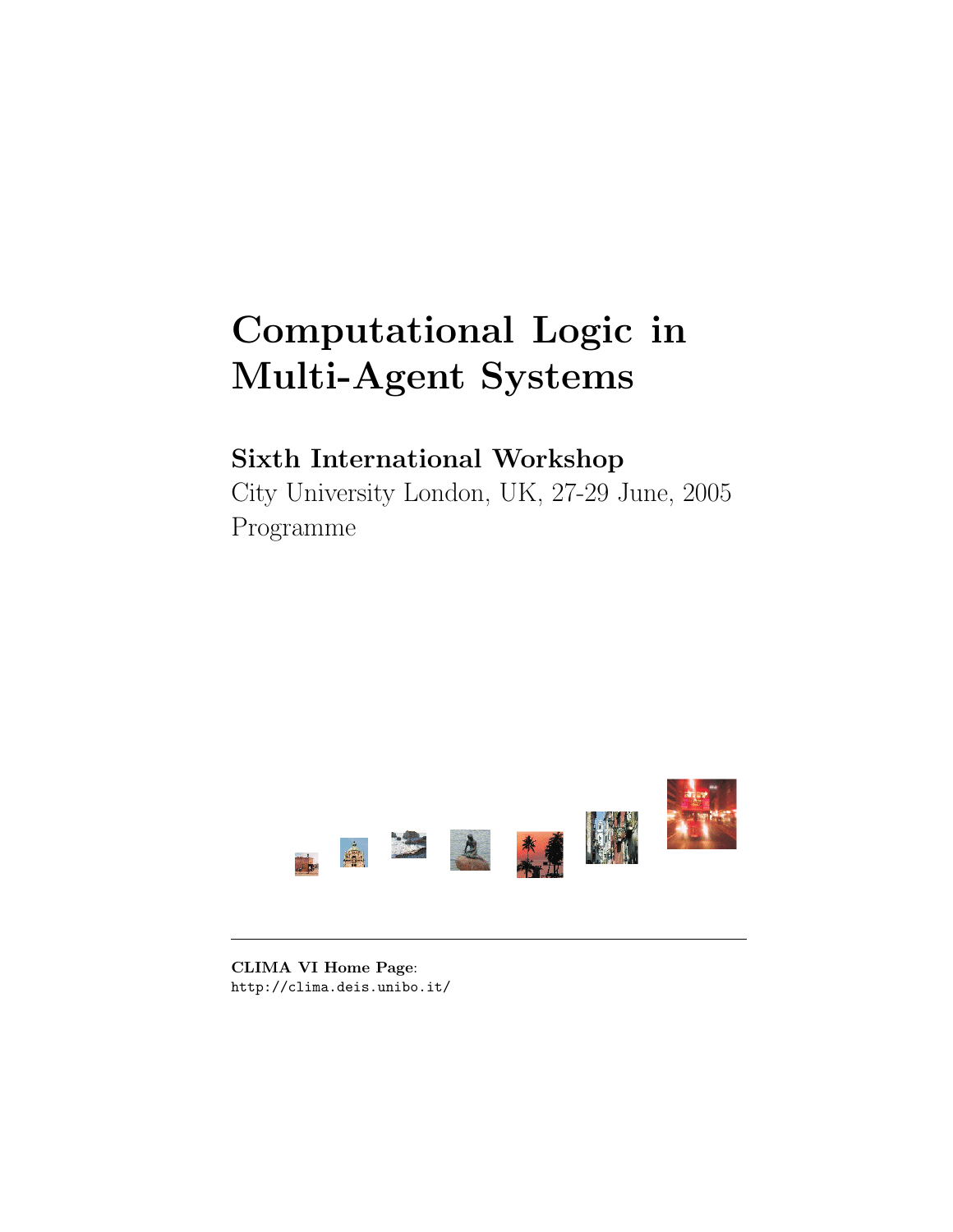# Computational Logic in Multi-Agent Systems

## Sixth International Workshop

City University London, UK, 27-29 June, 2005

Programme

---

**CLIMA VI Home Page**:
`http://clima.deis.unibo.it/`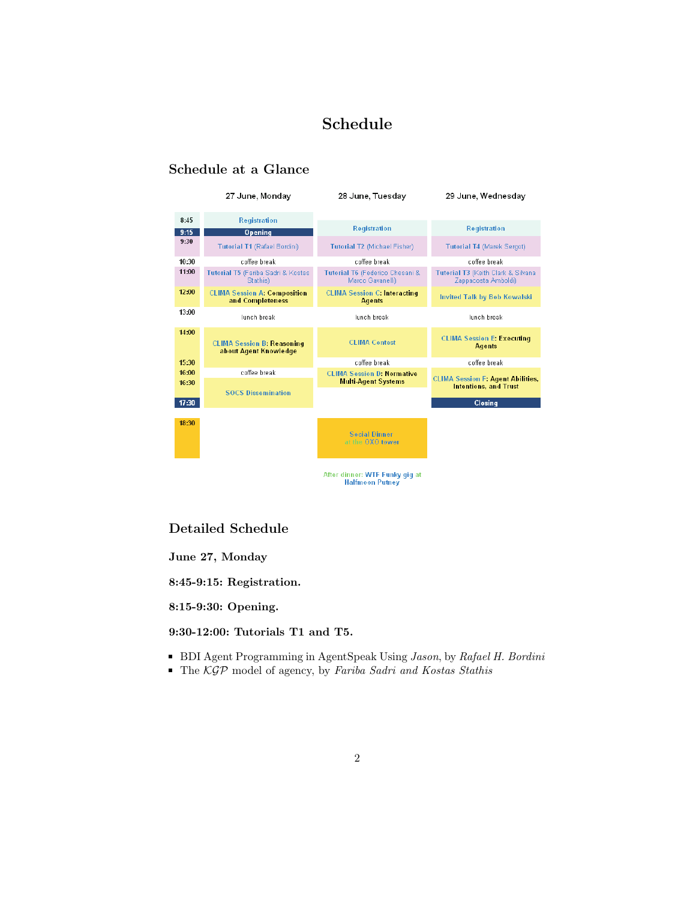# Schedule

## Schedule at a Glance

| | 27 June, Monday | 28 June, Tuesday | 29 June, Wednesday |
|---|---|---|---|
| 8:45 | Registration | Registration | Registration |
| 9:15 | Opening | | |
| 9:30 | Tutorial T1 (Rafael Bordini) | Tutorial T2 (Michael Fisher) | Tutorial T4 (Marek Sergot) |
| 10:30 | coffee break | coffee break | coffee break |
| 11:00 | Tutorial T5 (Fariba Sadri & Kostas Stathis) | Tutorial T6 (Federico Chesani & Marco Gavanelli) | Tutorial T3 (Keith Clark & Silvana Zappacosta Amboldi) |
| 12:00 | CLIMA Session A: Composition and Completeness | CLIMA Session C: Interacting Agents | Invited Talk by Bob Kowalski |
| 13:00 | lunch break | lunch break | lunch break |
| 14:00 | CLIMA Session B: Reasoning about Agent Knowledge | CLIMA Contest | CLIMA Session E: Executing Agents |
| 15:30 | | coffee break | coffee break |
| 16:00 | coffee break | CLIMA Session D: Normative Multi-Agent Systems | CLIMA Session F: Agent Abilities, Intentions, and Trust |
| 16:30 | SOCS Dissemination | | |
| 17:30 | | | Closing |
| 18:30 | | Social Dinner at the OXO tower | |

After dinner: WTF Funky gig at Halfmoon Putney

## Detailed Schedule

### June 27, Monday

#### 8:45-9:15: Registration.

#### 8:15-9:30: Opening.

#### 9:30-12:00: Tutorials T1 and T5.

- BDI Agent Programming in AgentSpeak Using *Jason*, by *Rafael H. Bordini*
- The $\mathcal{KGP}$ model of agency, by *Fariba Sadri and Kostas Stathis*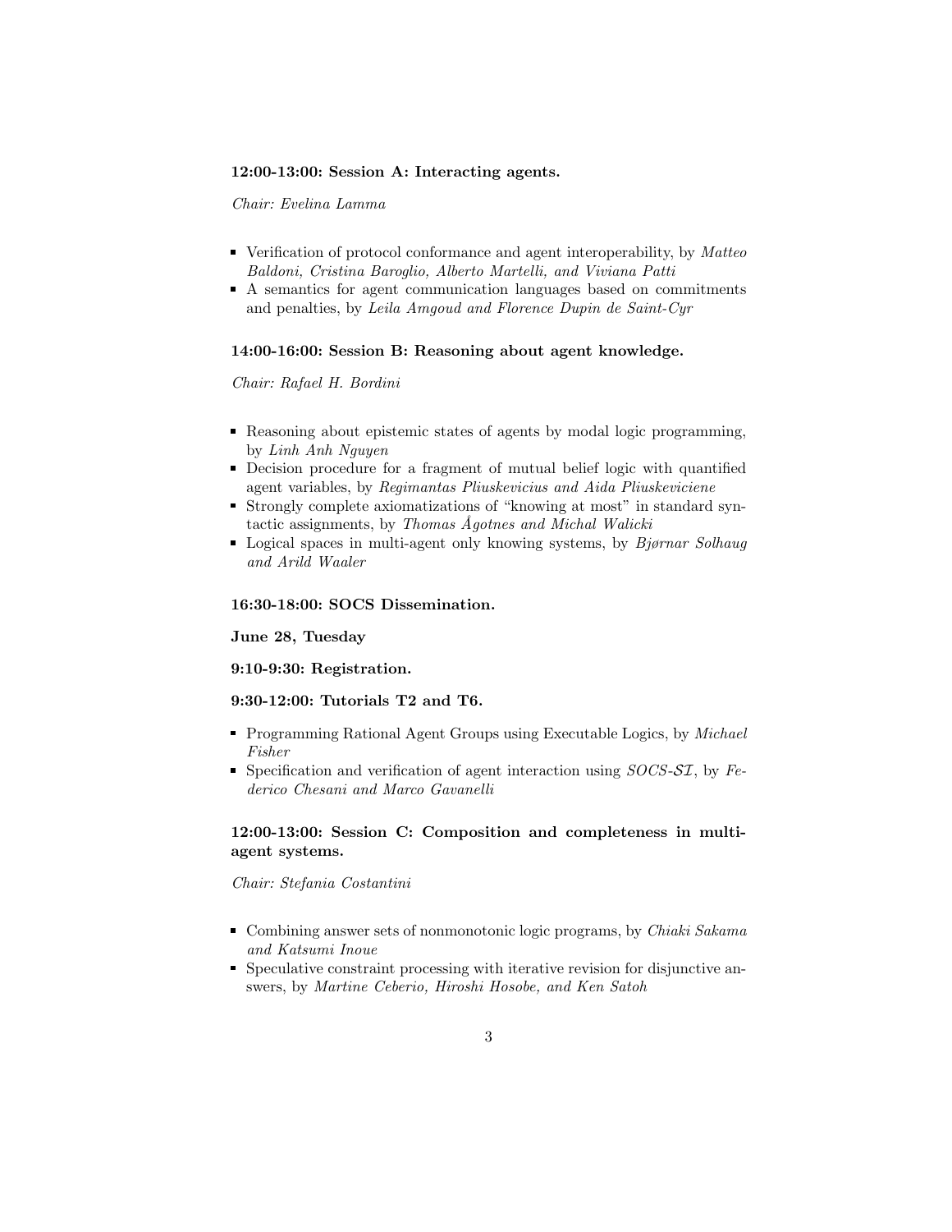**12:00-13:00: Session A: Interacting agents.**

*Chair: Evelina Lamma*

- Verification of protocol conformance and agent interoperability, by *Matteo Baldoni, Cristina Baroglio, Alberto Martelli, and Viviana Patti*
- A semantics for agent communication languages based on commitments and penalties, by *Leila Amgoud and Florence Dupin de Saint-Cyr*

**14:00-16:00: Session B: Reasoning about agent knowledge.**

*Chair: Rafael H. Bordini*

- Reasoning about epistemic states of agents by modal logic programming, by *Linh Anh Nguyen*
- Decision procedure for a fragment of mutual belief logic with quantified agent variables, by *Regimantas Pliuskevicius and Aida Pliuskeviciene*
- Strongly complete axiomatizations of "knowing at most" in standard syntactic assignments, by *Thomas Ågotnes and Michal Walicki*
- Logical spaces in multi-agent only knowing systems, by *Bjørnar Solhaug and Arild Waaler*

**16:30-18:00: SOCS Dissemination.**

**June 28, Tuesday**

**9:10-9:30: Registration.**

**9:30-12:00: Tutorials T2 and T6.**

- Programming Rational Agent Groups using Executable Logics, by *Michael Fisher*
- Specification and verification of agent interaction using *SOCS-$\mathcal{SI}$*, by *Federico Chesani and Marco Gavanelli*

**12:00-13:00: Session C: Composition and completeness in multiagent systems.**

*Chair: Stefania Costantini*

- Combining answer sets of nonmonotonic logic programs, by *Chiaki Sakama and Katsumi Inoue*
- Speculative constraint processing with iterative revision for disjunctive answers, by *Martine Ceberio, Hiroshi Hosobe, and Ken Satoh*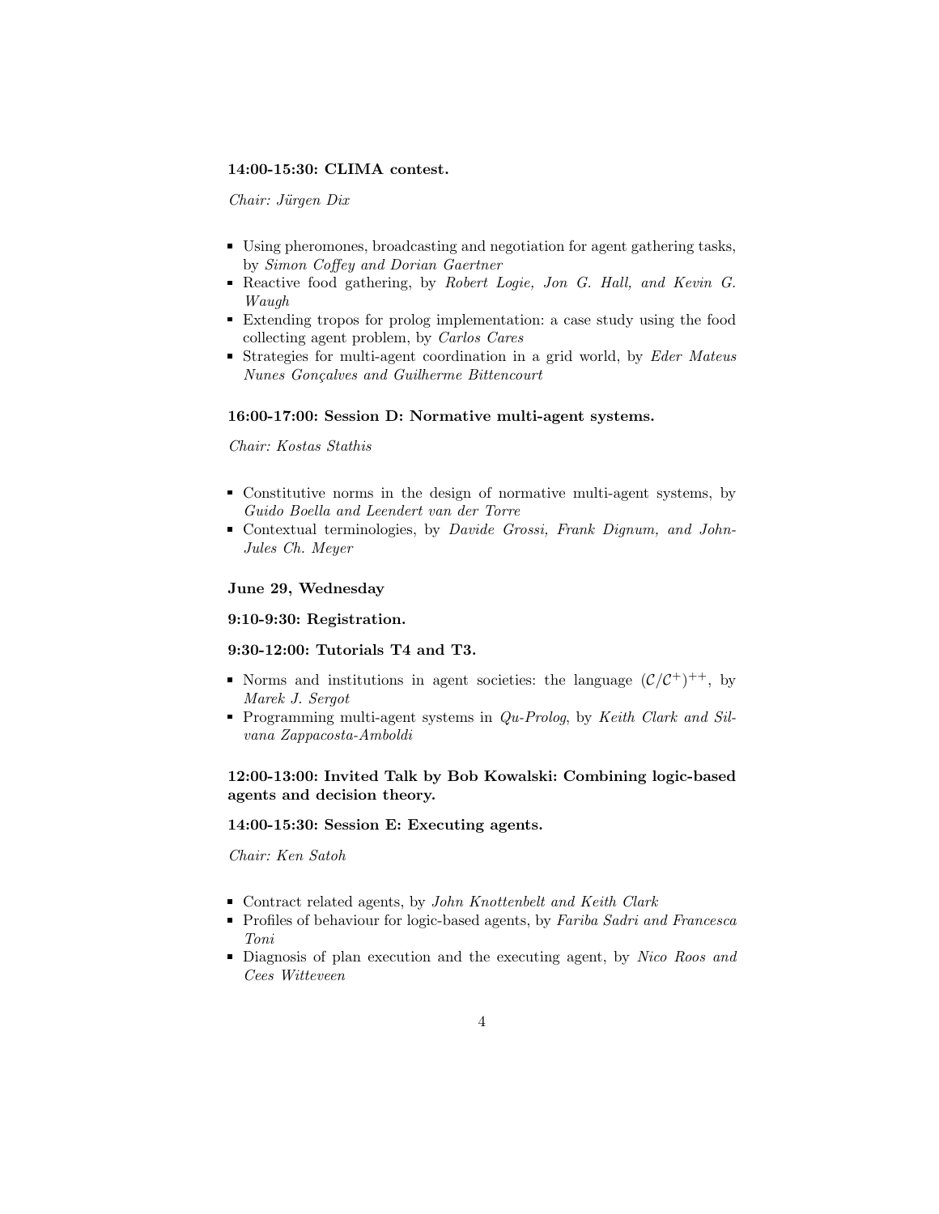**14:00-15:30: CLIMA contest.**

*Chair: Jürgen Dix*

- Using pheromones, broadcasting and negotiation for agent gathering tasks, by *Simon Coffey and Dorian Gaertner*
- Reactive food gathering, by *Robert Logie, Jon G. Hall, and Kevin G. Waugh*
- Extending tropos for prolog implementation: a case study using the food collecting agent problem, by *Carlos Cares*
- Strategies for multi-agent coordination in a grid world, by *Eder Mateus Nunes Gonçalves and Guilherme Bittencourt*

**16:00-17:00: Session D: Normative multi-agent systems.**

*Chair: Kostas Stathis*

- Constitutive norms in the design of normative multi-agent systems, by *Guido Boella and Leendert van der Torre*
- Contextual terminologies, by *Davide Grossi, Frank Dignum, and John-Jules Ch. Meyer*

**June 29, Wednesday**

**9:10-9:30: Registration.**

**9:30-12:00: Tutorials T4 and T3.**

- Norms and institutions in agent societies: the language $(\mathcal{C}/\mathcal{C}^{+})^{++}$, by *Marek J. Sergot*
- Programming multi-agent systems in *Qu-Prolog*, by *Keith Clark and Silvana Zappacosta-Amboldi*

**12:00-13:00: Invited Talk by Bob Kowalski: Combining logic-based agents and decision theory.**

**14:00-15:30: Session E: Executing agents.**

*Chair: Ken Satoh*

- Contract related agents, by *John Knottenbelt and Keith Clark*
- Profiles of behaviour for logic-based agents, by *Fariba Sadri and Francesca Toni*
- Diagnosis of plan execution and the executing agent, by *Nico Roos and Cees Witteveen*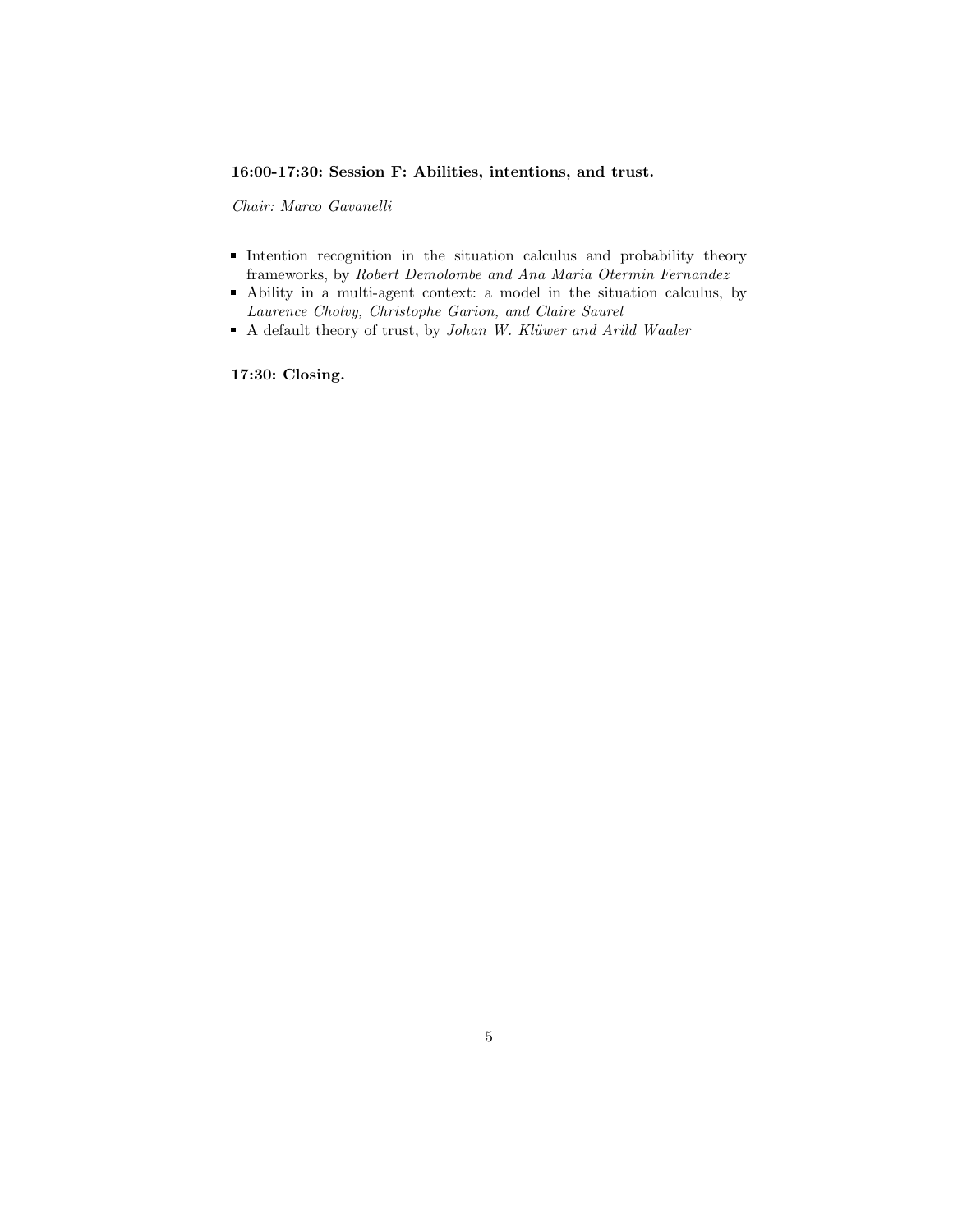**16:00-17:30: Session F: Abilities, intentions, and trust.**

*Chair: Marco Gavanelli*

- Intention recognition in the situation calculus and probability theory frameworks, by *Robert Demolombe and Ana Maria Otermin Fernandez*
- Ability in a multi-agent context: a model in the situation calculus, by *Laurence Cholvy, Christophe Garion, and Claire Saurel*
- A default theory of trust, by *Johan W. Klüwer and Arild Waaler*

**17:30: Closing.**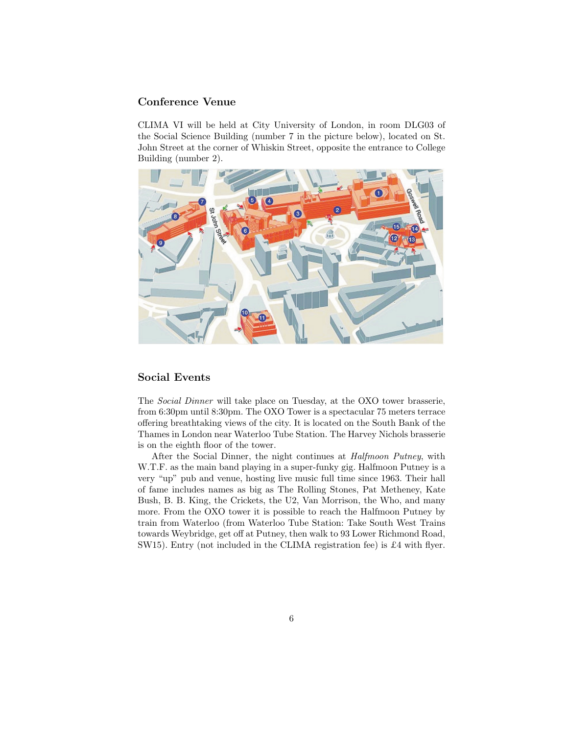## Conference Venue

CLIMA VI will be held at City University of London, in room DLG03 of the Social Science Building (number 7 in the picture below), located on St. John Street at the corner of Whiskin Street, opposite the entrance to College Building (number 2).

## Social Events

The *Social Dinner* will take place on Tuesday, at the OXO tower brasserie, from 6:30pm until 8:30pm. The OXO Tower is a spectacular 75 meters terrace offering breathtaking views of the city. It is located on the South Bank of the Thames in London near Waterloo Tube Station. The Harvey Nichols brasserie is on the eighth floor of the tower.

After the Social Dinner, the night continues at *Halfmoon Putney*, with W.T.F. as the main band playing in a super-funky gig. Halfmoon Putney is a very "up" pub and venue, hosting live music full time since 1963. Their hall of fame includes names as big as The Rolling Stones, Pat Metheney, Kate Bush, B. B. King, the Crickets, the U2, Van Morrison, the Who, and many more. From the OXO tower it is possible to reach the Halfmoon Putney by train from Waterloo (from Waterloo Tube Station: Take South West Trains towards Weybridge, get off at Putney, then walk to 93 Lower Richmond Road, SW15). Entry (not included in the CLIMA registration fee) is £4 with flyer.